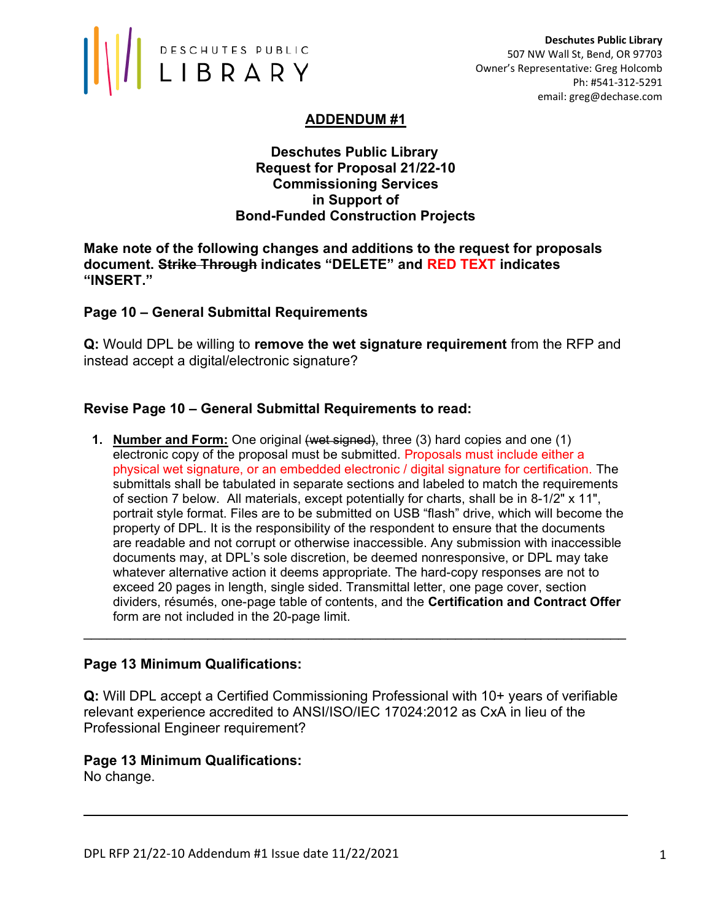**Deschutes Public Library**
507 NW Wall St, Bend, OR 97703
Owner's Representative: Greg Holcomb
Ph: #541-312-5291
email: greg@dechase.com

# ADDENDUM #1

## Deschutes Public Library
## Request for Proposal 21/22-10
## Commissioning Services
## in Support of
## Bond-Funded Construction Projects

**Make note of the following changes and additions to the request for proposals document. ~~Strike Through~~ indicates "DELETE" and RED TEXT indicates "INSERT."**

### Page 10 – General Submittal Requirements

**Q:** Would DPL be willing to **remove the wet signature requirement** from the RFP and instead accept a digital/electronic signature?

### Revise Page 10 – General Submittal Requirements to read:

1. **Number and Form:** One original ~~(wet signed)~~, three (3) hard copies and one (1) electronic copy of the proposal must be submitted. Proposals must include either a physical wet signature, or an embedded electronic / digital signature for certification. The submittals shall be tabulated in separate sections and labeled to match the requirements of section 7 below. All materials, except potentially for charts, shall be in 8-1/2" x 11", portrait style format. Files are to be submitted on USB "flash" drive, which will become the property of DPL. It is the responsibility of the respondent to ensure that the documents are readable and not corrupt or otherwise inaccessible. Any submission with inaccessible documents may, at DPL's sole discretion, be deemed nonresponsive, or DPL may take whatever alternative action it deems appropriate. The hard-copy responses are not to exceed 20 pages in length, single sided. Transmittal letter, one page cover, section dividers, résumés, one-page table of contents, and the **Certification and Contract Offer** form are not included in the 20-page limit.

---

### Page 13 Minimum Qualifications:

**Q:** Will DPL accept a Certified Commissioning Professional with 10+ years of verifiable relevant experience accredited to ANSI/ISO/IEC 17024:2012 as CxA in lieu of the Professional Engineer requirement?

### Page 13 Minimum Qualifications:

No change.

---

DPL RFP 21/22-10 Addendum #1 Issue date 11/22/2021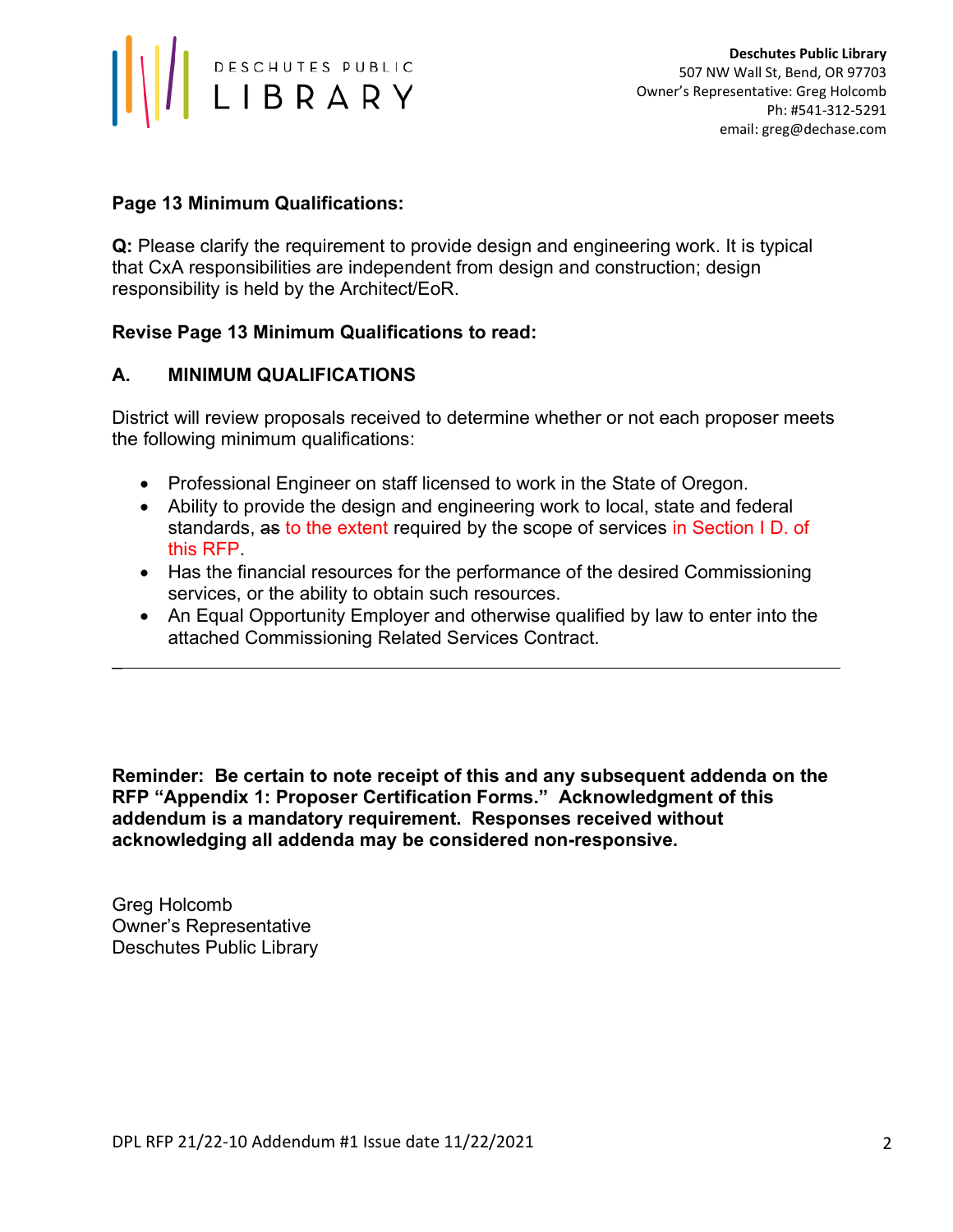**Page 13 Minimum Qualifications:**

**Q:** Please clarify the requirement to provide design and engineering work. It is typical that CxA responsibilities are independent from design and construction; design responsibility is held by the Architect/EoR.

**Revise Page 13 Minimum Qualifications to read:**

## A. MINIMUM QUALIFICATIONS

District will review proposals received to determine whether or not each proposer meets the following minimum qualifications:

- Professional Engineer on staff licensed to work in the State of Oregon.
- Ability to provide the design and engineering work to local, state and federal standards, ~~as~~ to the extent required by the scope of services in Section I D. of this RFP.
- Has the financial resources for the performance of the desired Commissioning services, or the ability to obtain such resources.
- An Equal Opportunity Employer and otherwise qualified by law to enter into the attached Commissioning Related Services Contract.

---

**Reminder: Be certain to note receipt of this and any subsequent addenda on the RFP "Appendix 1: Proposer Certification Forms." Acknowledgment of this addendum is a mandatory requirement. Responses received without acknowledging all addenda may be considered non-responsive.**

Greg Holcomb
Owner's Representative
Deschutes Public Library